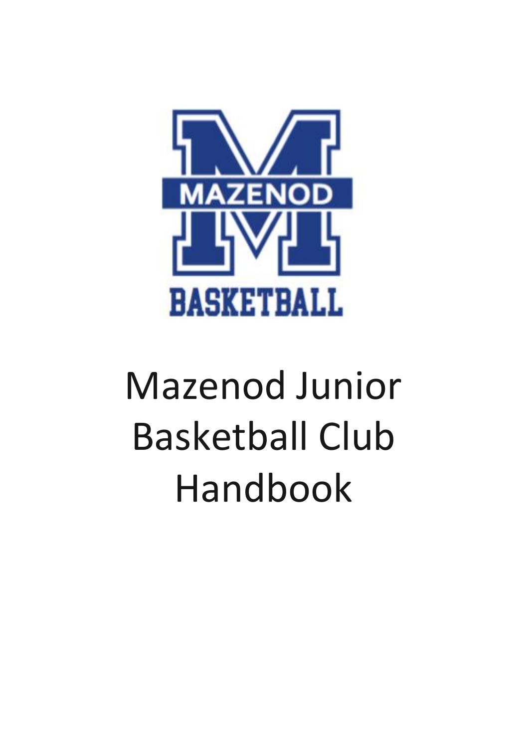MAZENOD

BASKETBALL

# Mazenod Junior Basketball Club Handbook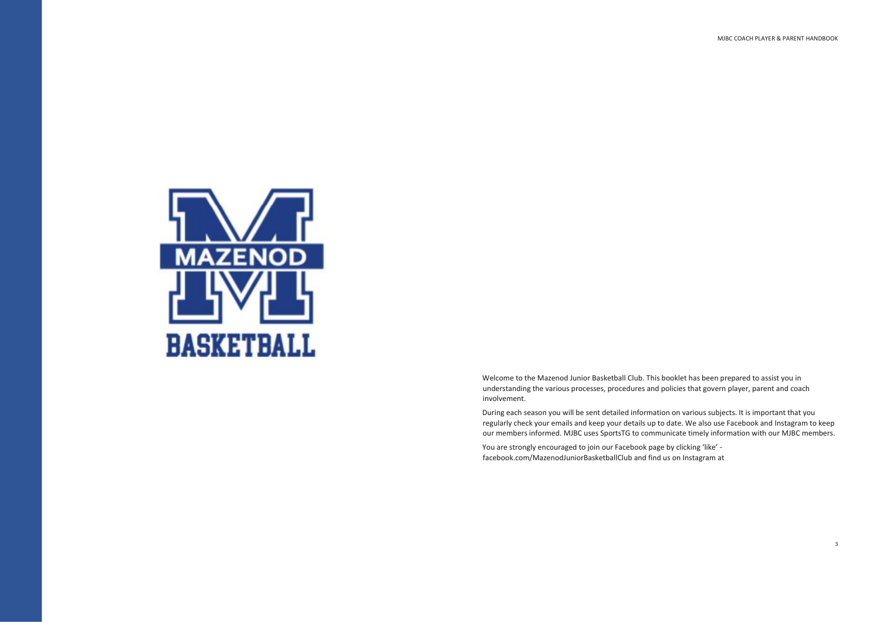Welcome to the Mazenod Junior Basketball Club. This booklet has been prepared to assist you in understanding the various processes, procedures and policies that govern player, parent and coach involvement.

During each season you will be sent detailed information on various subjects. It is important that you regularly check your emails and keep your details up to date. We also use Facebook and Instagram to keep our members informed. MJBC uses SportsTG to communicate timely information with our MJBC members.

You are strongly encouraged to join our Facebook page by clicking 'like' - facebook.com/MazenodJuniorBasketballClub and find us on Instagram at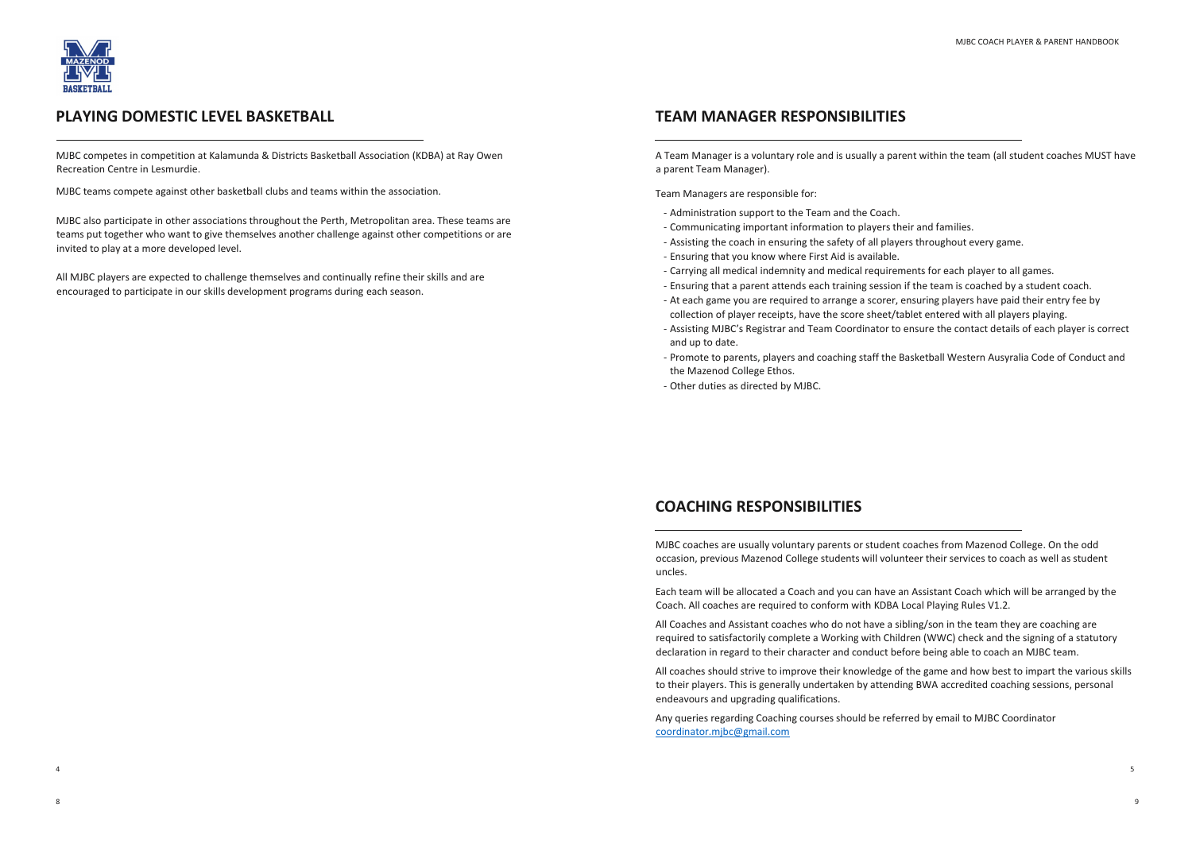## PLAYING DOMESTIC LEVEL BASKETBALL

MJBC competes in competition at Kalamunda & Districts Basketball Association (KDBA) at Ray Owen Recreation Centre in Lesmurdie.

MJBC teams compete against other basketball clubs and teams within the association.

MJBC also participate in other associations throughout the Perth, Metropolitan area. These teams are teams put together who want to give themselves another challenge against other competitions or are invited to play at a more developed level.

All MJBC players are expected to challenge themselves and continually refine their skills and are encouraged to participate in our skills development programs during each season.

## TEAM MANAGER RESPONSIBILITIES

A Team Manager is a voluntary role and is usually a parent within the team (all student coaches MUST have a parent Team Manager).

Team Managers are responsible for:

- Administration support to the Team and the Coach.
- Communicating important information to players their and families.
- Assisting the coach in ensuring the safety of all players throughout every game.
- Ensuring that you know where First Aid is available.
- Carrying all medical indemnity and medical requirements for each player to all games.
- Ensuring that a parent attends each training session if the team is coached by a student coach.
- At each game you are required to arrange a scorer, ensuring players have paid their entry fee by collection of player receipts, have the score sheet/tablet entered with all players playing.
- Assisting MJBC's Registrar and Team Coordinator to ensure the contact details of each player is correct and up to date.
- Promote to parents, players and coaching staff the Basketball Western Ausyralia Code of Conduct and the Mazenod College Ethos.
- Other duties as directed by MJBC.

## COACHING RESPONSIBILITIES

MJBC coaches are usually voluntary parents or student coaches from Mazenod College. On the odd occasion, previous Mazenod College students will volunteer their services to coach as well as student uncles.

Each team will be allocated a Coach and you can have an Assistant Coach which will be arranged by the Coach. All coaches are required to conform with KDBA Local Playing Rules V1.2.

All Coaches and Assistant coaches who do not have a sibling/son in the team they are coaching are required to satisfactorily complete a Working with Children (WWC) check and the signing of a statutory declaration in regard to their character and conduct before being able to coach an MJBC team.

All coaches should strive to improve their knowledge of the game and how best to impart the various skills to their players. This is generally undertaken by attending BWA accredited coaching sessions, personal endeavours and upgrading qualifications.

Any queries regarding Coaching courses should be referred by email to MJBC Coordinator coordinator.mjbc@gmail.com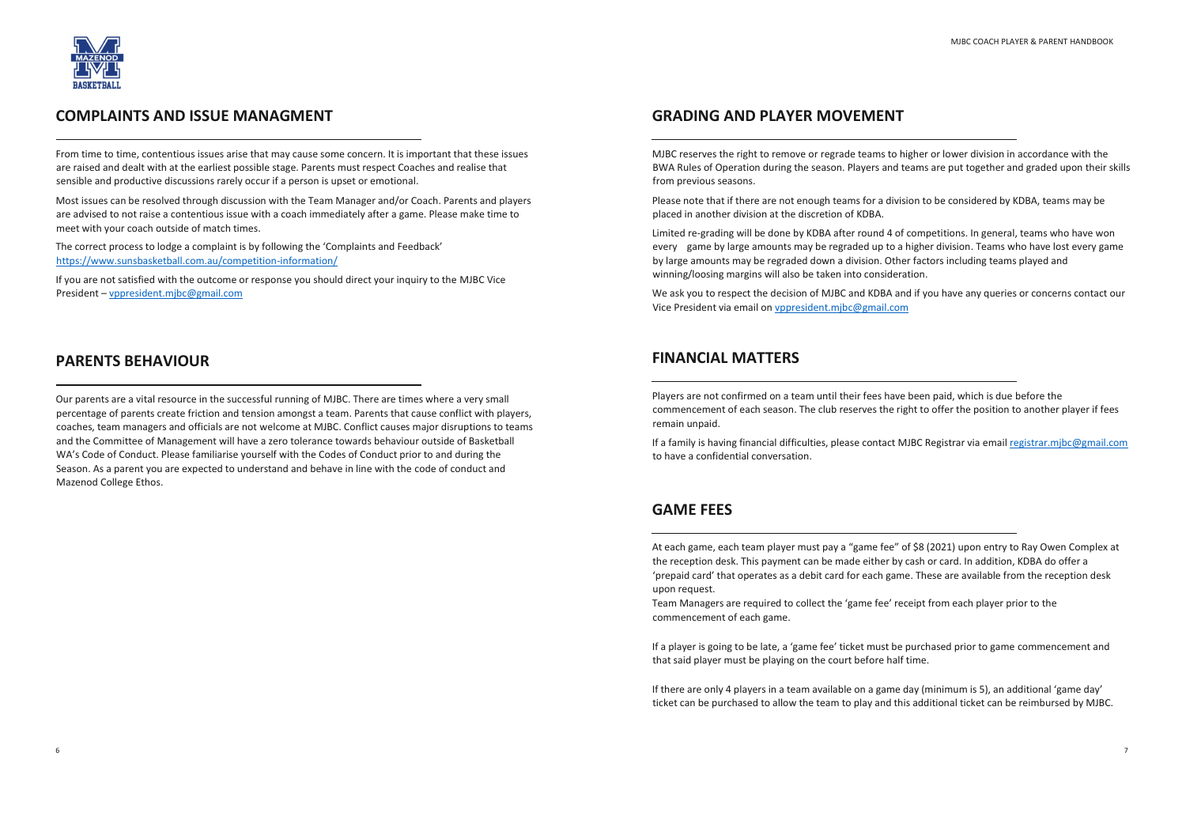## COMPLAINTS AND ISSUE MANAGMENT

From time to time, contentious issues arise that may cause some concern. It is important that these issues are raised and dealt with at the earliest possible stage. Parents must respect Coaches and realise that sensible and productive discussions rarely occur if a person is upset or emotional.

Most issues can be resolved through discussion with the Team Manager and/or Coach. Parents and players are advised to not raise a contentious issue with a coach immediately after a game. Please make time to meet with your coach outside of match times.

The correct process to lodge a complaint is by following the 'Complaints and Feedback' https://www.sunsbasketball.com.au/competition-information/

If you are not satisfied with the outcome or response you should direct your inquiry to the MJBC Vice President – vppresident.mjbc@gmail.com

## PARENTS BEHAVIOUR

Our parents are a vital resource in the successful running of MJBC. There are times where a very small percentage of parents create friction and tension amongst a team. Parents that cause conflict with players, coaches, team managers and officials are not welcome at MJBC. Conflict causes major disruptions to teams and the Committee of Management will have a zero tolerance towards behaviour outside of Basketball WA's Code of Conduct. Please familiarise yourself with the Codes of Conduct prior to and during the Season. As a parent you are expected to understand and behave in line with the code of conduct and Mazenod College Ethos.

## GRADING AND PLAYER MOVEMENT

MJBC reserves the right to remove or regrade teams to higher or lower division in accordance with the BWA Rules of Operation during the season. Players and teams are put together and graded upon their skills from previous seasons.

Please note that if there are not enough teams for a division to be considered by KDBA, teams may be placed in another division at the discretion of KDBA.

Limited re-grading will be done by KDBA after round 4 of competitions. In general, teams who have won every game by large amounts may be regraded up to a higher division. Teams who have lost every game by large amounts may be regraded down a division. Other factors including teams played and winning/loosing margins will also be taken into consideration.

We ask you to respect the decision of MJBC and KDBA and if you have any queries or concerns contact our Vice President via email on vppresident.mjbc@gmail.com

## FINANCIAL MATTERS

Players are not confirmed on a team until their fees have been paid, which is due before the commencement of each season. The club reserves the right to offer the position to another player if fees remain unpaid.

If a family is having financial difficulties, please contact MJBC Registrar via email registrar.mjbc@gmail.com to have a confidential conversation.

## GAME FEES

At each game, each team player must pay a "game fee" of $8 (2021) upon entry to Ray Owen Complex at the reception desk. This payment can be made either by cash or card. In addition, KDBA do offer a 'prepaid card' that operates as a debit card for each game. These are available from the reception desk upon request.

Team Managers are required to collect the 'game fee' receipt from each player prior to the commencement of each game.

If a player is going to be late, a 'game fee' ticket must be purchased prior to game commencement and that said player must be playing on the court before half time.

If there are only 4 players in a team available on a game day (minimum is 5), an additional 'game day' ticket can be purchased to allow the team to play and this additional ticket can be reimbursed by MJBC.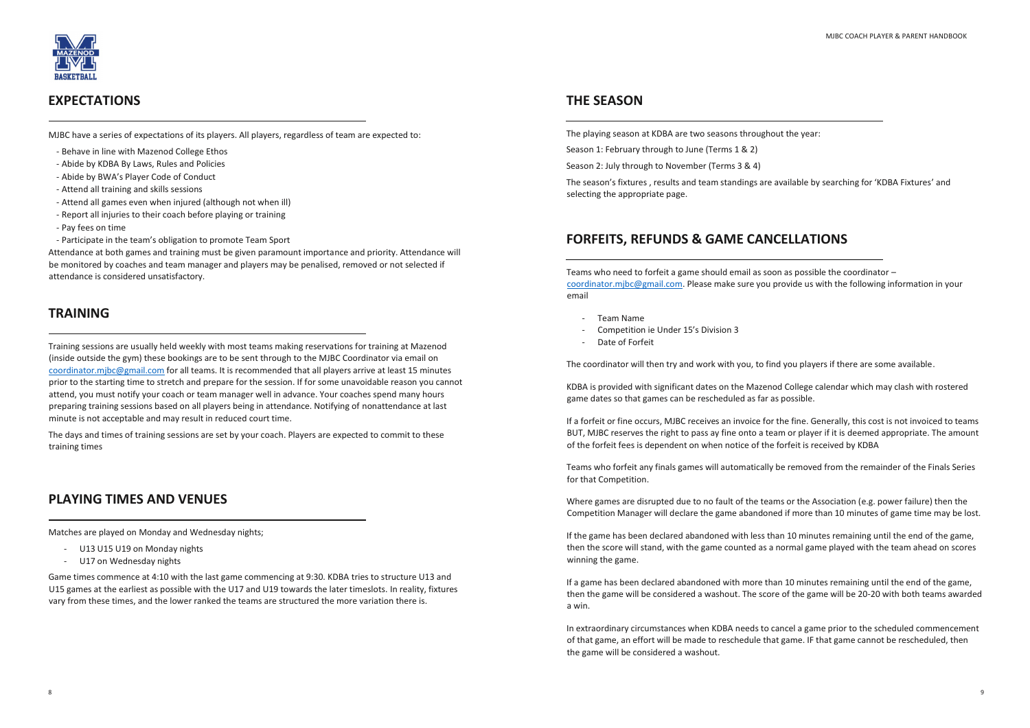## EXPECTATIONS

MJBC have a series of expectations of its players. All players, regardless of team are expected to:

- Behave in line with Mazenod College Ethos
- Abide by KDBA By Laws, Rules and Policies
- Abide by BWA's Player Code of Conduct
- Attend all training and skills sessions
- Attend all games even when injured (although not when ill)
- Report all injuries to their coach before playing or training
- Pay fees on time
- Participate in the team's obligation to promote Team Sport

Attendance at both games and training must be given paramount importance and priority. Attendance will be monitored by coaches and team manager and players may be penalised, removed or not selected if attendance is considered unsatisfactory.

## TRAINING

Training sessions are usually held weekly with most teams making reservations for training at Mazenod (inside outside the gym) these bookings are to be sent through to the MJBC Coordinator via email on coordinator.mjbc@gmail.com for all teams. It is recommended that all players arrive at least 15 minutes prior to the starting time to stretch and prepare for the session. If for some unavoidable reason you cannot attend, you must notify your coach or team manager well in advance. Your coaches spend many hours preparing training sessions based on all players being in attendance. Notifying of nonattendance at last minute is not acceptable and may result in reduced court time.

The days and times of training sessions are set by your coach. Players are expected to commit to these training times

## PLAYING TIMES AND VENUES

Matches are played on Monday and Wednesday nights;

- U13 U15 U19 on Monday nights
- U17 on Wednesday nights

Game times commence at 4:10 with the last game commencing at 9:30. KDBA tries to structure U13 and U15 games at the earliest as possible with the U17 and U19 towards the later timeslots. In reality, fixtures vary from these times, and the lower ranked the teams are structured the more variation there is.

## THE SEASON

The playing season at KDBA are two seasons throughout the year:

Season 1: February through to June (Terms 1 & 2)

Season 2: July through to November (Terms 3 & 4)

The season's fixtures , results and team standings are available by searching for 'KDBA Fixtures' and selecting the appropriate page.

## FORFEITS, REFUNDS & GAME CANCELLATIONS

Teams who need to forfeit a game should email as soon as possible the coordinator – coordinator.mjbc@gmail.com. Please make sure you provide us with the following information in your email

- Team Name
- Competition ie Under 15's Division 3
- Date of Forfeit

The coordinator will then try and work with you, to find you players if there are some available.

KDBA is provided with significant dates on the Mazenod College calendar which may clash with rostered game dates so that games can be rescheduled as far as possible.

If a forfeit or fine occurs, MJBC receives an invoice for the fine. Generally, this cost is not invoiced to teams BUT, MJBC reserves the right to pass ay fine onto a team or player if it is deemed appropriate. The amount of the forfeit fees is dependent on when notice of the forfeit is received by KDBA

Teams who forfeit any finals games will automatically be removed from the remainder of the Finals Series for that Competition.

Where games are disrupted due to no fault of the teams or the Association (e.g. power failure) then the Competition Manager will declare the game abandoned if more than 10 minutes of game time may be lost.

If the game has been declared abandoned with less than 10 minutes remaining until the end of the game, then the score will stand, with the game counted as a normal game played with the team ahead on scores winning the game.

If a game has been declared abandoned with more than 10 minutes remaining until the end of the game, then the game will be considered a washout. The score of the game will be 20-20 with both teams awarded a win.

In extraordinary circumstances when KDBA needs to cancel a game prior to the scheduled commencement of that game, an effort will be made to reschedule that game. IF that game cannot be rescheduled, then the game will be considered a washout.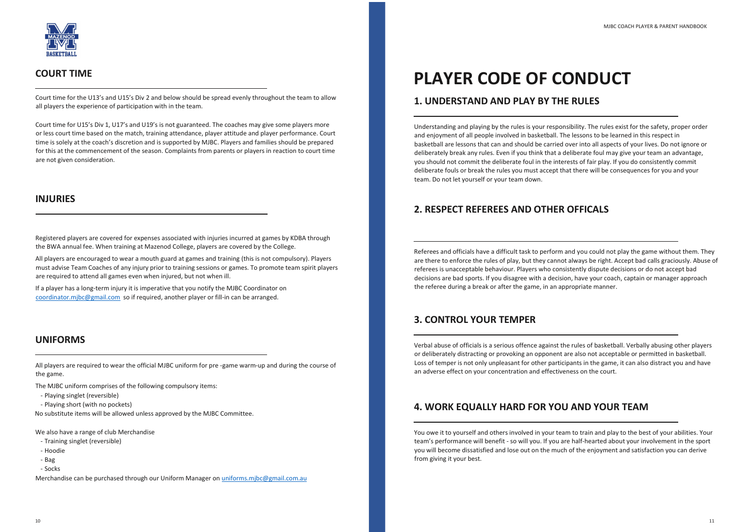## COURT TIME

Court time for the U13's and U15's Div 2 and below should be spread evenly throughout the team to allow all players the experience of participation with in the team.

Court time for U15's Div 1, U17's and U19's is not guaranteed. The coaches may give some players more or less court time based on the match, training attendance, player attitude and player performance. Court time is solely at the coach's discretion and is supported by MJBC. Players and families should be prepared for this at the commencement of the season. Complaints from parents or players in reaction to court time are not given consideration.

## INJURIES

Registered players are covered for expenses associated with injuries incurred at games by KDBA through the BWA annual fee. When training at Mazenod College, players are covered by the College.

All players are encouraged to wear a mouth guard at games and training (this is not compulsory). Players must advise Team Coaches of any injury prior to training sessions or games. To promote team spirit players are required to attend all games even when injured, but not when ill.

If a player has a long-term injury it is imperative that you notify the MJBC Coordinator on coordinator.mjbc@gmail.com so if required, another player or fill-in can be arranged.

## UNIFORMS

All players are required to wear the official MJBC uniform for pre -game warm-up and during the course of the game.

The MJBC uniform comprises of the following compulsory items:

- Playing singlet (reversible)
- Playing short (with no pockets)

No substitute items will be allowed unless approved by the MJBC Committee.

We also have a range of club Merchandise

- Training singlet (reversible)
- Hoodie
- Bag
- Socks

Merchandise can be purchased through our Uniform Manager on uniforms.mjbc@gmail.com.au

# PLAYER CODE OF CONDUCT

## 1. UNDERSTAND AND PLAY BY THE RULES

Understanding and playing by the rules is your responsibility. The rules exist for the safety, proper order and enjoyment of all people involved in basketball. The lessons to be learned in this respect in basketball are lessons that can and should be carried over into all aspects of your lives. Do not ignore or deliberately break any rules. Even if you think that a deliberate foul may give your team an advantage, you should not commit the deliberate foul in the interests of fair play. If you do consistently commit deliberate fouls or break the rules you must accept that there will be consequences for you and your team. Do not let yourself or your team down.

## 2. RESPECT REFEREES AND OTHER OFFICALS

Referees and officials have a difficult task to perform and you could not play the game without them. They are there to enforce the rules of play, but they cannot always be right. Accept bad calls graciously. Abuse of referees is unacceptable behaviour. Players who consistently dispute decisions or do not accept bad decisions are bad sports. If you disagree with a decision, have your coach, captain or manager approach the referee during a break or after the game, in an appropriate manner.

## 3. CONTROL YOUR TEMPER

Verbal abuse of officials is a serious offence against the rules of basketball. Verbally abusing other players or deliberately distracting or provoking an opponent are also not acceptable or permitted in basketball. Loss of temper is not only unpleasant for other participants in the game, it can also distract you and have an adverse effect on your concentration and effectiveness on the court.

## 4. WORK EQUALLY HARD FOR YOU AND YOUR TEAM

You owe it to yourself and others involved in your team to train and play to the best of your abilities. Your team's performance will benefit - so will you. If you are half-hearted about your involvement in the sport you will become dissatisfied and lose out on the much of the enjoyment and satisfaction you can derive from giving it your best.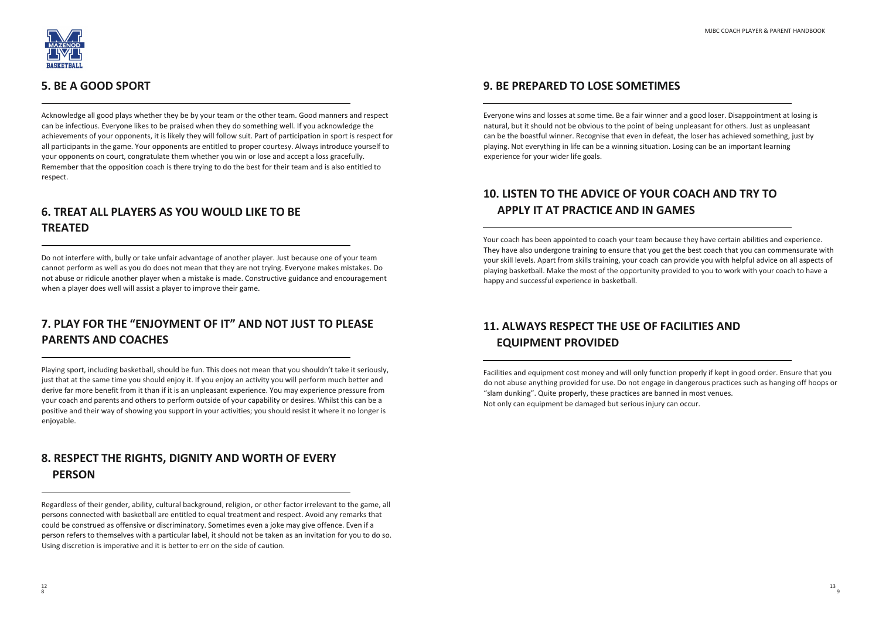## 5. BE A GOOD SPORT

Acknowledge all good plays whether they be by your team or the other team. Good manners and respect can be infectious. Everyone likes to be praised when they do something well. If you acknowledge the achievements of your opponents, it is likely they will follow suit. Part of participation in sport is respect for all participants in the game. Your opponents are entitled to proper courtesy. Always introduce yourself to your opponents on court, congratulate them whether you win or lose and accept a loss gracefully. Remember that the opposition coach is there trying to do the best for their team and is also entitled to respect.

## 6. TREAT ALL PLAYERS AS YOU WOULD LIKE TO BE TREATED

Do not interfere with, bully or take unfair advantage of another player. Just because one of your team cannot perform as well as you do does not mean that they are not trying. Everyone makes mistakes. Do not abuse or ridicule another player when a mistake is made. Constructive guidance and encouragement when a player does well will assist a player to improve their game.

## 7. PLAY FOR THE "ENJOYMENT OF IT" AND NOT JUST TO PLEASE PARENTS AND COACHES

Playing sport, including basketball, should be fun. This does not mean that you shouldn't take it seriously, just that at the same time you should enjoy it. If you enjoy an activity you will perform much better and derive far more benefit from it than if it is an unpleasant experience. You may experience pressure from your coach and parents and others to perform outside of your capability or desires. Whilst this can be a positive and their way of showing you support in your activities; you should resist it where it no longer is enjoyable.

## 8. RESPECT THE RIGHTS, DIGNITY AND WORTH OF EVERY PERSON

Regardless of their gender, ability, cultural background, religion, or other factor irrelevant to the game, all persons connected with basketball are entitled to equal treatment and respect. Avoid any remarks that could be construed as offensive or discriminatory. Sometimes even a joke may give offence. Even if a person refers to themselves with a particular label, it should not be taken as an invitation for you to do so. Using discretion is imperative and it is better to err on the side of caution.

## 9. BE PREPARED TO LOSE SOMETIMES

Everyone wins and losses at some time. Be a fair winner and a good loser. Disappointment at losing is natural, but it should not be obvious to the point of being unpleasant for others. Just as unpleasant can be the boastful winner. Recognise that even in defeat, the loser has achieved something, just by playing. Not everything in life can be a winning situation. Losing can be an important learning experience for your wider life goals.

## 10. LISTEN TO THE ADVICE OF YOUR COACH AND TRY TO APPLY IT AT PRACTICE AND IN GAMES

Your coach has been appointed to coach your team because they have certain abilities and experience. They have also undergone training to ensure that you get the best coach that you can commensurate with your skill levels. Apart from skills training, your coach can provide you with helpful advice on all aspects of playing basketball. Make the most of the opportunity provided to you to work with your coach to have a happy and successful experience in basketball.

## 11. ALWAYS RESPECT THE USE OF FACILITIES AND EQUIPMENT PROVIDED

Facilities and equipment cost money and will only function properly if kept in good order. Ensure that you do not abuse anything provided for use. Do not engage in dangerous practices such as hanging off hoops or "slam dunking". Quite properly, these practices are banned in most venues.
Not only can equipment be damaged but serious injury can occur.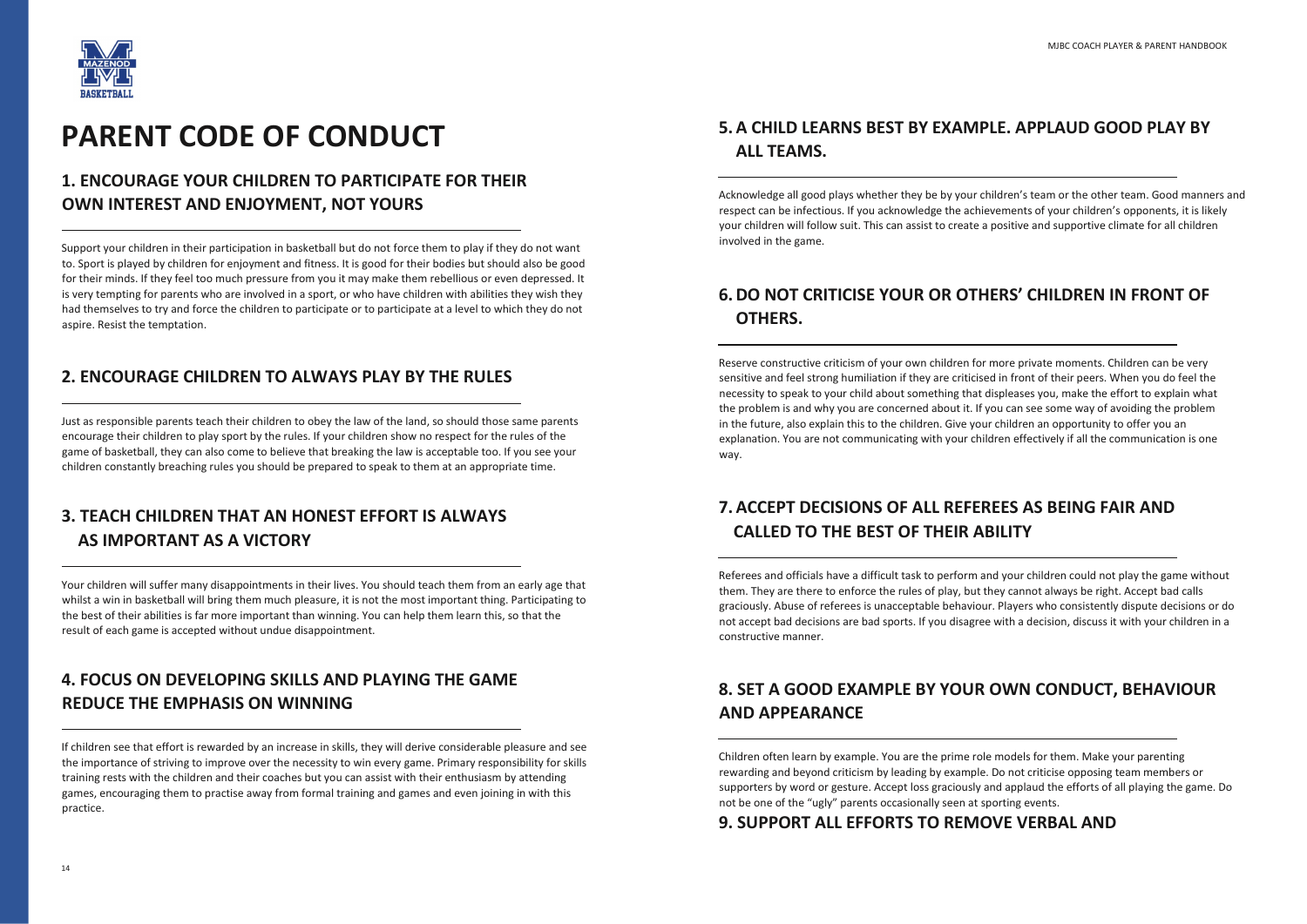# PARENT CODE OF CONDUCT

## 1. ENCOURAGE YOUR CHILDREN TO PARTICIPATE FOR THEIR OWN INTEREST AND ENJOYMENT, NOT YOURS

Support your children in their participation in basketball but do not force them to play if they do not want to. Sport is played by children for enjoyment and fitness. It is good for their bodies but should also be good for their minds. If they feel too much pressure from you it may make them rebellious or even depressed. It is very tempting for parents who are involved in a sport, or who have children with abilities they wish they had themselves to try and force the children to participate or to participate at a level to which they do not aspire. Resist the temptation.

## 2. ENCOURAGE CHILDREN TO ALWAYS PLAY BY THE RULES

Just as responsible parents teach their children to obey the law of the land, so should those same parents encourage their children to play sport by the rules. If your children show no respect for the rules of the game of basketball, they can also come to believe that breaking the law is acceptable too. If you see your children constantly breaching rules you should be prepared to speak to them at an appropriate time.

## 3. TEACH CHILDREN THAT AN HONEST EFFORT IS ALWAYS AS IMPORTANT AS A VICTORY

Your children will suffer many disappointments in their lives. You should teach them from an early age that whilst a win in basketball will bring them much pleasure, it is not the most important thing. Participating to the best of their abilities is far more important than winning. You can help them learn this, so that the result of each game is accepted without undue disappointment.

## 4. FOCUS ON DEVELOPING SKILLS AND PLAYING THE GAME REDUCE THE EMPHASIS ON WINNING

If children see that effort is rewarded by an increase in skills, they will derive considerable pleasure and see the importance of striving to improve over the necessity to win every game. Primary responsibility for skills training rests with the children and their coaches but you can assist with their enthusiasm by attending games, encouraging them to practise away from formal training and games and even joining in with this practice.

## 5. A CHILD LEARNS BEST BY EXAMPLE. APPLAUD GOOD PLAY BY ALL TEAMS.

Acknowledge all good plays whether they be by your children's team or the other team. Good manners and respect can be infectious. If you acknowledge the achievements of your children's opponents, it is likely your children will follow suit. This can assist to create a positive and supportive climate for all children involved in the game.

## 6. DO NOT CRITICISE YOUR OR OTHERS' CHILDREN IN FRONT OF OTHERS.

Reserve constructive criticism of your own children for more private moments. Children can be very sensitive and feel strong humiliation if they are criticised in front of their peers. When you do feel the necessity to speak to your child about something that displeases you, make the effort to explain what the problem is and why you are concerned about it. If you can see some way of avoiding the problem in the future, also explain this to the children. Give your children an opportunity to offer you an explanation. You are not communicating with your children effectively if all the communication is one way.

## 7. ACCEPT DECISIONS OF ALL REFEREES AS BEING FAIR AND CALLED TO THE BEST OF THEIR ABILITY

Referees and officials have a difficult task to perform and your children could not play the game without them. They are there to enforce the rules of play, but they cannot always be right. Accept bad calls graciously. Abuse of referees is unacceptable behaviour. Players who consistently dispute decisions or do not accept bad decisions are bad sports. If you disagree with a decision, discuss it with your children in a constructive manner.

## 8. SET A GOOD EXAMPLE BY YOUR OWN CONDUCT, BEHAVIOUR AND APPEARANCE

Children often learn by example. You are the prime role models for them. Make your parenting rewarding and beyond criticism by leading by example. Do not criticise opposing team members or supporters by word or gesture. Accept loss graciously and applaud the efforts of all playing the game. Do not be one of the "ugly" parents occasionally seen at sporting events.

## 9. SUPPORT ALL EFFORTS TO REMOVE VERBAL AND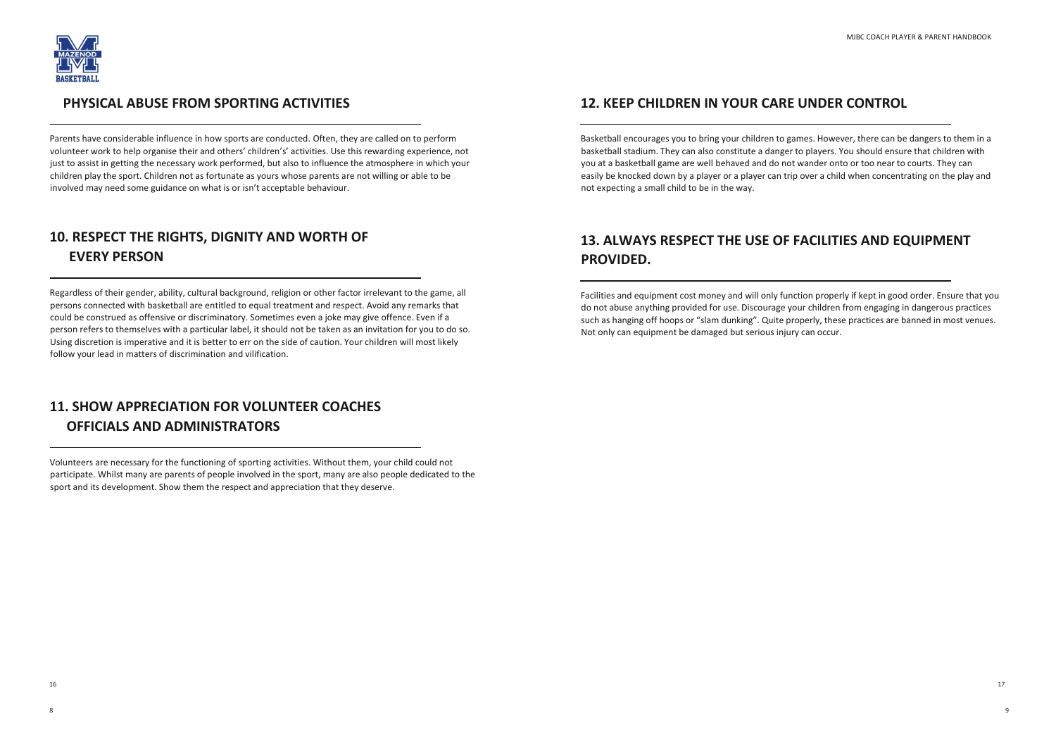## PHYSICAL ABUSE FROM SPORTING ACTIVITIES

Parents have considerable influence in how sports are conducted. Often, they are called on to perform volunteer work to help organise their and others' children's' activities. Use this rewarding experience, not just to assist in getting the necessary work performed, but also to influence the atmosphere in which your children play the sport. Children not as fortunate as yours whose parents are not willing or able to be involved may need some guidance on what is or isn't acceptable behaviour.

## 10. RESPECT THE RIGHTS, DIGNITY AND WORTH OF EVERY PERSON

Regardless of their gender, ability, cultural background, religion or other factor irrelevant to the game, all persons connected with basketball are entitled to equal treatment and respect. Avoid any remarks that could be construed as offensive or discriminatory. Sometimes even a joke may give offence. Even if a person refers to themselves with a particular label, it should not be taken as an invitation for you to do so. Using discretion is imperative and it is better to err on the side of caution. Your children will most likely follow your lead in matters of discrimination and vilification.

## 11. SHOW APPRECIATION FOR VOLUNTEER COACHES OFFICIALS AND ADMINISTRATORS

Volunteers are necessary for the functioning of sporting activities. Without them, your child could not participate. Whilst many are parents of people involved in the sport, many are also people dedicated to the sport and its development. Show them the respect and appreciation that they deserve.

## 12. KEEP CHILDREN IN YOUR CARE UNDER CONTROL

Basketball encourages you to bring your children to games. However, there can be dangers to them in a basketball stadium. They can also constitute a danger to players. You should ensure that children with you at a basketball game are well behaved and do not wander onto or too near to courts. They can easily be knocked down by a player or a player can trip over a child when concentrating on the play and not expecting a small child to be in the way.

## 13. ALWAYS RESPECT THE USE OF FACILITIES AND EQUIPMENT PROVIDED.

Facilities and equipment cost money and will only function properly if kept in good order. Ensure that you do not abuse anything provided for use. Discourage your children from engaging in dangerous practices such as hanging off hoops or "slam dunking". Quite properly, these practices are banned in most venues. Not only can equipment be damaged but serious injury can occur.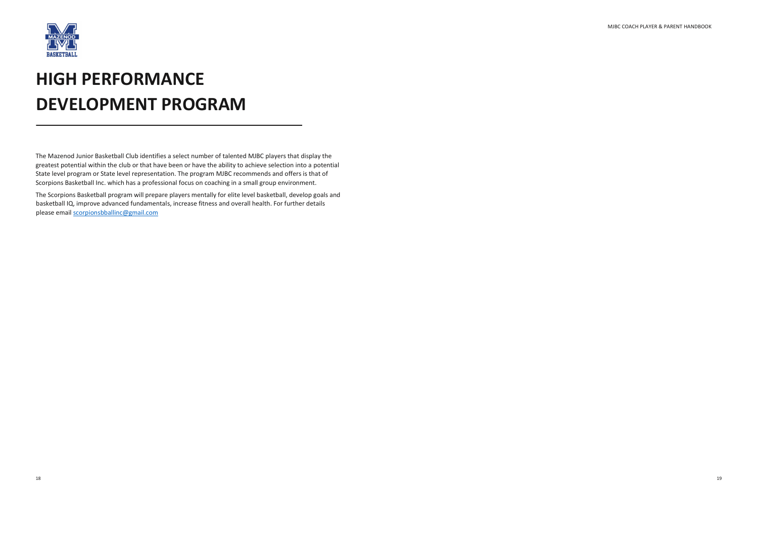# HIGH PERFORMANCE DEVELOPMENT PROGRAM

The Mazenod Junior Basketball Club identifies a select number of talented MJBC players that display the greatest potential within the club or that have been or have the ability to achieve selection into a potential State level program or State level representation. The program MJBC recommends and offers is that of Scorpions Basketball Inc. which has a professional focus on coaching in a small group environment.

The Scorpions Basketball program will prepare players mentally for elite level basketball, develop goals and basketball IQ, improve advanced fundamentals, increase fitness and overall health. For further details please email scorpionsbballinc@gmail.com